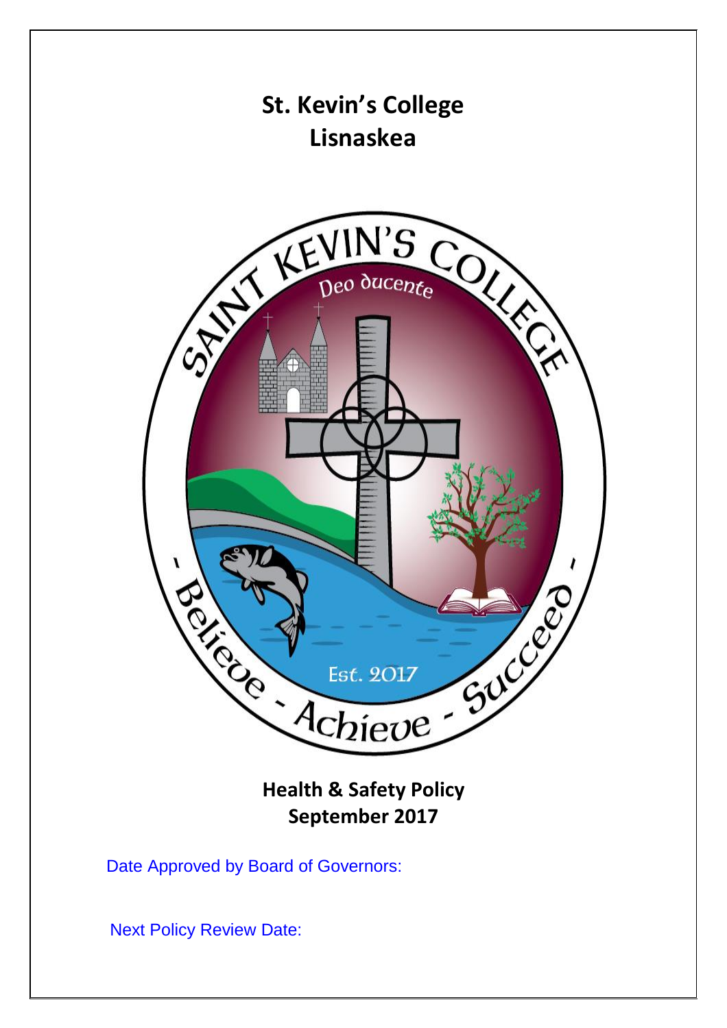# St. Kevin's College
# Lisnaskea

## Health & Safety Policy
## September 2017

Date Approved by Board of Governors:

Next Policy Review Date: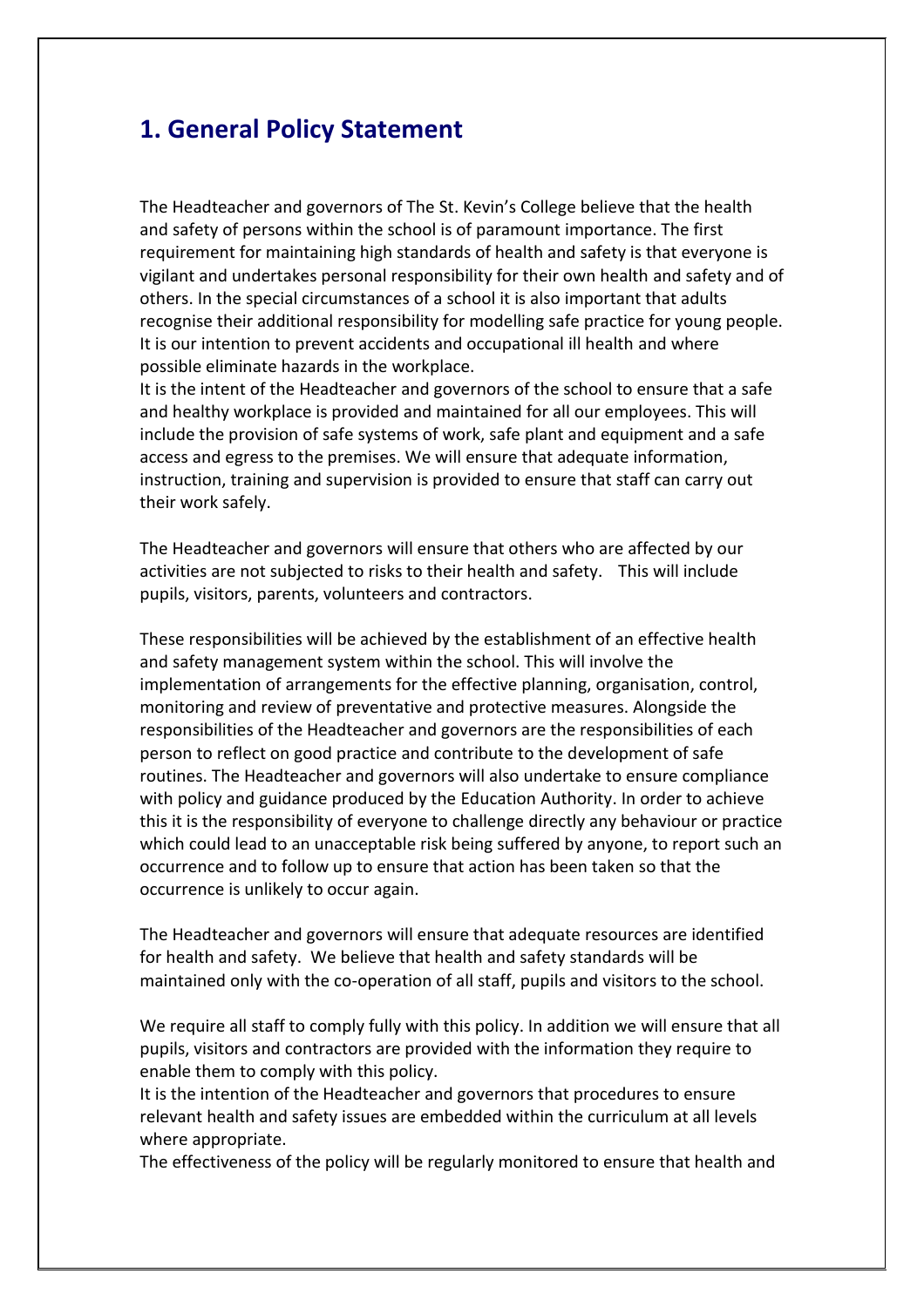## 1. General Policy Statement

The Headteacher and governors of The St. Kevin's College believe that the health and safety of persons within the school is of paramount importance. The first requirement for maintaining high standards of health and safety is that everyone is vigilant and undertakes personal responsibility for their own health and safety and of others. In the special circumstances of a school it is also important that adults recognise their additional responsibility for modelling safe practice for young people. It is our intention to prevent accidents and occupational ill health and where possible eliminate hazards in the workplace.
It is the intent of the Headteacher and governors of the school to ensure that a safe and healthy workplace is provided and maintained for all our employees. This will include the provision of safe systems of work, safe plant and equipment and a safe access and egress to the premises. We will ensure that adequate information, instruction, training and supervision is provided to ensure that staff can carry out their work safely.

The Headteacher and governors will ensure that others who are affected by our activities are not subjected to risks to their health and safety. This will include pupils, visitors, parents, volunteers and contractors.

These responsibilities will be achieved by the establishment of an effective health and safety management system within the school. This will involve the implementation of arrangements for the effective planning, organisation, control, monitoring and review of preventative and protective measures. Alongside the responsibilities of the Headteacher and governors are the responsibilities of each person to reflect on good practice and contribute to the development of safe routines. The Headteacher and governors will also undertake to ensure compliance with policy and guidance produced by the Education Authority. In order to achieve this it is the responsibility of everyone to challenge directly any behaviour or practice which could lead to an unacceptable risk being suffered by anyone, to report such an occurrence and to follow up to ensure that action has been taken so that the occurrence is unlikely to occur again.

The Headteacher and governors will ensure that adequate resources are identified for health and safety. We believe that health and safety standards will be maintained only with the co-operation of all staff, pupils and visitors to the school.

We require all staff to comply fully with this policy. In addition we will ensure that all pupils, visitors and contractors are provided with the information they require to enable them to comply with this policy.
It is the intention of the Headteacher and governors that procedures to ensure relevant health and safety issues are embedded within the curriculum at all levels where appropriate.
The effectiveness of the policy will be regularly monitored to ensure that health and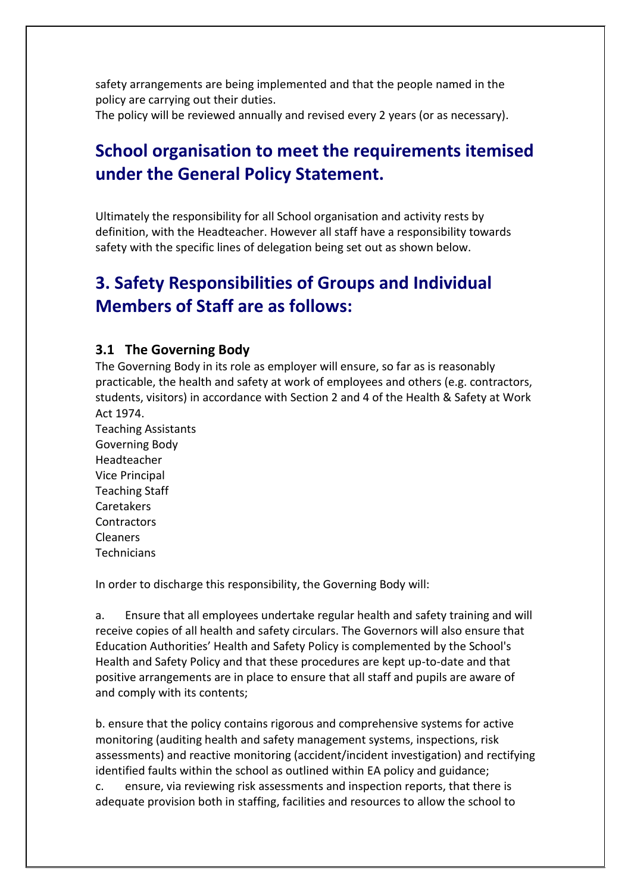safety arrangements are being implemented and that the people named in the policy are carrying out their duties.
The policy will be reviewed annually and revised every 2 years (or as necessary).

## School organisation to meet the requirements itemised under the General Policy Statement.

Ultimately the responsibility for all School organisation and activity rests by definition, with the Headteacher. However all staff have a responsibility towards safety with the specific lines of delegation being set out as shown below.

## 3. Safety Responsibilities of Groups and Individual Members of Staff are as follows:

### 3.1 The Governing Body

The Governing Body in its role as employer will ensure, so far as is reasonably practicable, the health and safety at work of employees and others (e.g. contractors, students, visitors) in accordance with Section 2 and 4 of the Health & Safety at Work Act 1974.
Teaching Assistants
Governing Body
Headteacher
Vice Principal
Teaching Staff
Caretakers
Contractors
Cleaners
Technicians

In order to discharge this responsibility, the Governing Body will:

a. Ensure that all employees undertake regular health and safety training and will receive copies of all health and safety circulars. The Governors will also ensure that Education Authorities' Health and Safety Policy is complemented by the School's Health and Safety Policy and that these procedures are kept up-to-date and that positive arrangements are in place to ensure that all staff and pupils are aware of and comply with its contents;

b. ensure that the policy contains rigorous and comprehensive systems for active monitoring (auditing health and safety management systems, inspections, risk assessments) and reactive monitoring (accident/incident investigation) and rectifying identified faults within the school as outlined within EA policy and guidance;
c. ensure, via reviewing risk assessments and inspection reports, that there is adequate provision both in staffing, facilities and resources to allow the school to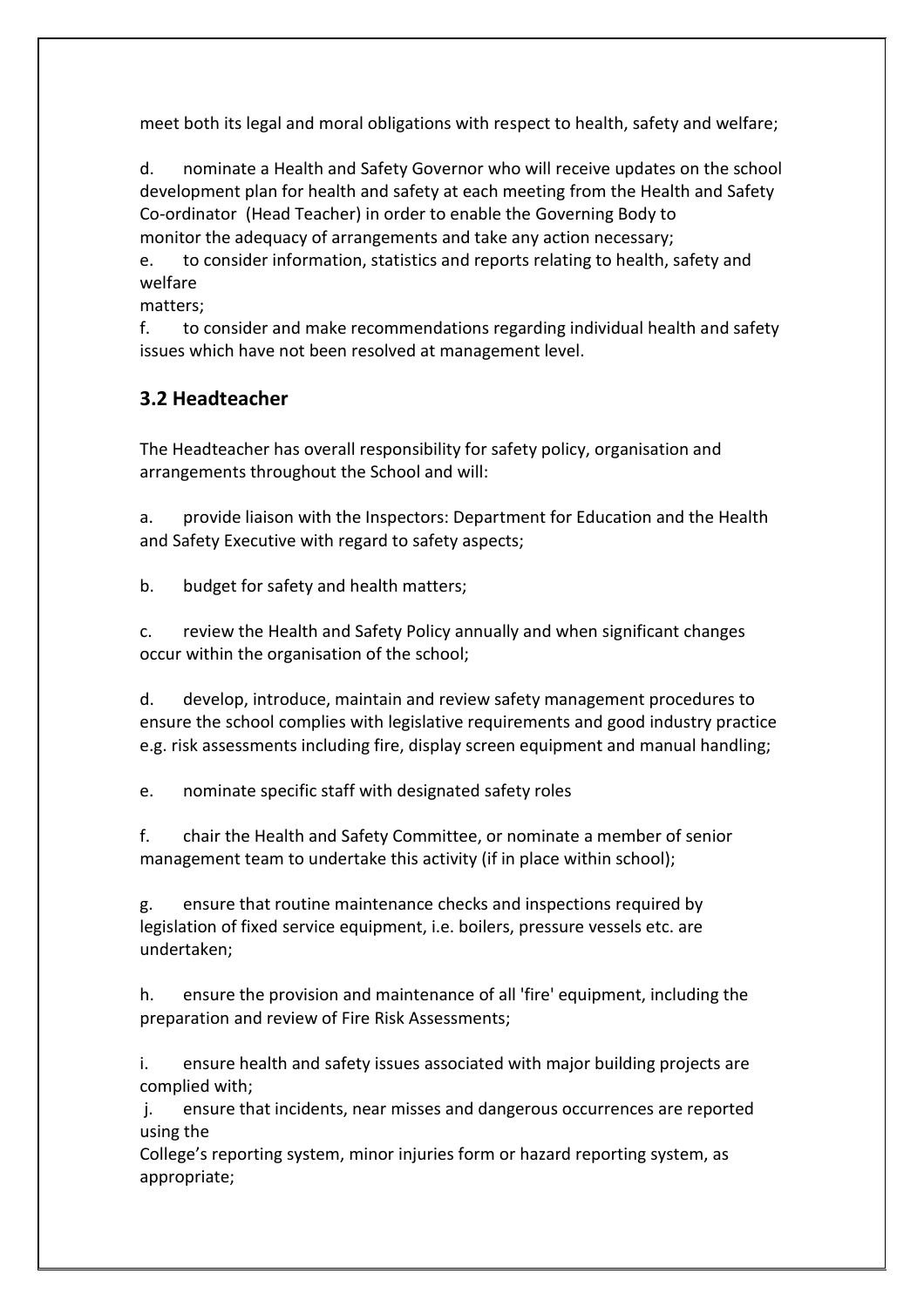meet both its legal and moral obligations with respect to health, safety and welfare;

d. nominate a Health and Safety Governor who will receive updates on the school development plan for health and safety at each meeting from the Health and Safety Co-ordinator (Head Teacher) in order to enable the Governing Body to monitor the adequacy of arrangements and take any action necessary;

e. to consider information, statistics and reports relating to health, safety and welfare matters;

f. to consider and make recommendations regarding individual health and safety issues which have not been resolved at management level.

### 3.2 Headteacher

The Headteacher has overall responsibility for safety policy, organisation and arrangements throughout the School and will:

a. provide liaison with the Inspectors: Department for Education and the Health and Safety Executive with regard to safety aspects;

b. budget for safety and health matters;

c. review the Health and Safety Policy annually and when significant changes occur within the organisation of the school;

d. develop, introduce, maintain and review safety management procedures to ensure the school complies with legislative requirements and good industry practice e.g. risk assessments including fire, display screen equipment and manual handling;

e. nominate specific staff with designated safety roles

f. chair the Health and Safety Committee, or nominate a member of senior management team to undertake this activity (if in place within school);

g. ensure that routine maintenance checks and inspections required by legislation of fixed service equipment, i.e. boilers, pressure vessels etc. are undertaken;

h. ensure the provision and maintenance of all 'fire' equipment, including the preparation and review of Fire Risk Assessments;

i. ensure health and safety issues associated with major building projects are complied with;

j. ensure that incidents, near misses and dangerous occurrences are reported using the College's reporting system, minor injuries form or hazard reporting system, as appropriate;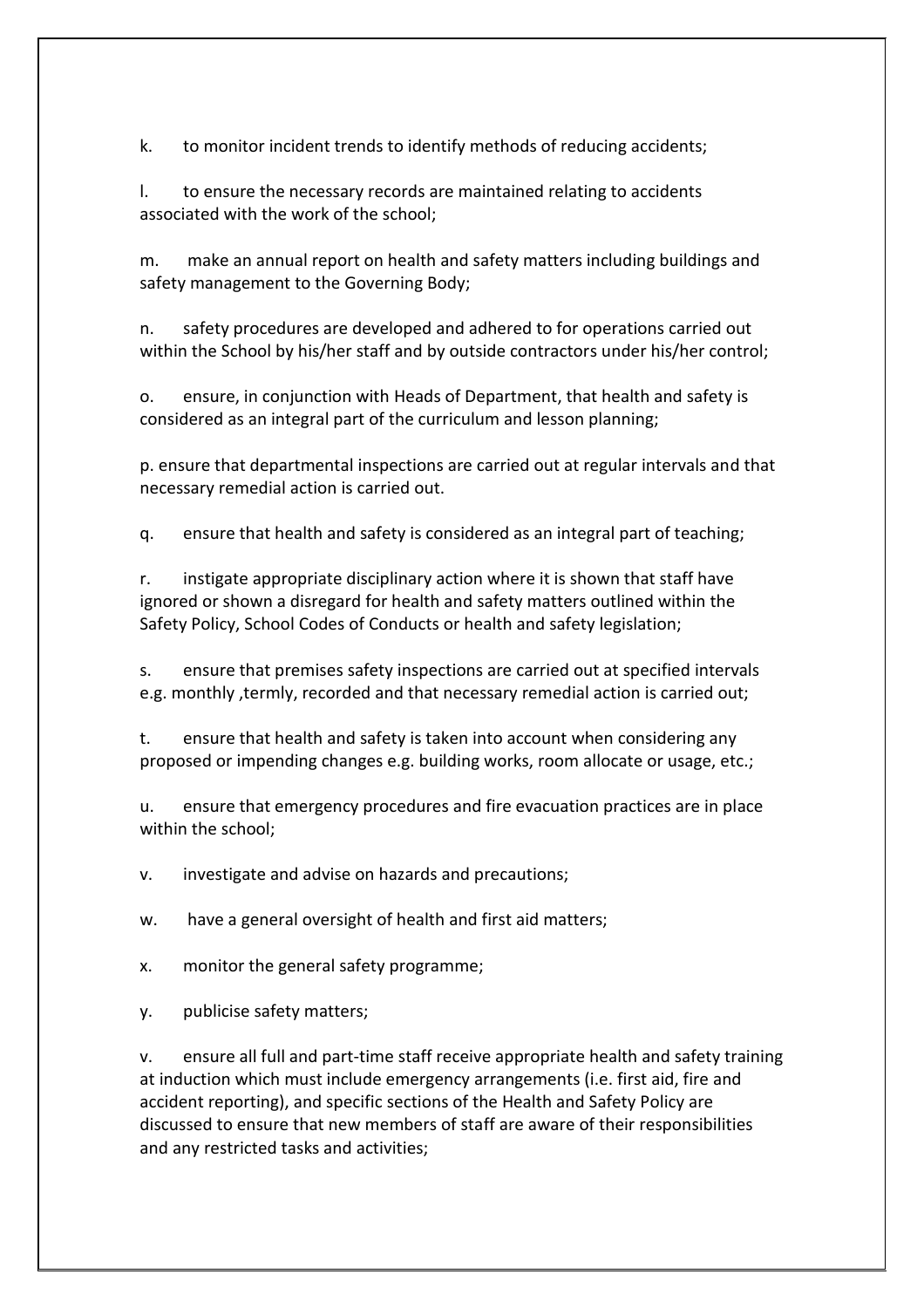k. to monitor incident trends to identify methods of reducing accidents;

l. to ensure the necessary records are maintained relating to accidents associated with the work of the school;

m. make an annual report on health and safety matters including buildings and safety management to the Governing Body;

n. safety procedures are developed and adhered to for operations carried out within the School by his/her staff and by outside contractors under his/her control;

o. ensure, in conjunction with Heads of Department, that health and safety is considered as an integral part of the curriculum and lesson planning;

p. ensure that departmental inspections are carried out at regular intervals and that necessary remedial action is carried out.

q. ensure that health and safety is considered as an integral part of teaching;

r. instigate appropriate disciplinary action where it is shown that staff have ignored or shown a disregard for health and safety matters outlined within the Safety Policy, School Codes of Conducts or health and safety legislation;

s. ensure that premises safety inspections are carried out at specified intervals e.g. monthly ,termly, recorded and that necessary remedial action is carried out;

t. ensure that health and safety is taken into account when considering any proposed or impending changes e.g. building works, room allocate or usage, etc.;

u. ensure that emergency procedures and fire evacuation practices are in place within the school;

v. investigate and advise on hazards and precautions;

w. have a general oversight of health and first aid matters;

x. monitor the general safety programme;

y. publicise safety matters;

v. ensure all full and part-time staff receive appropriate health and safety training at induction which must include emergency arrangements (i.e. first aid, fire and accident reporting), and specific sections of the Health and Safety Policy are discussed to ensure that new members of staff are aware of their responsibilities and any restricted tasks and activities;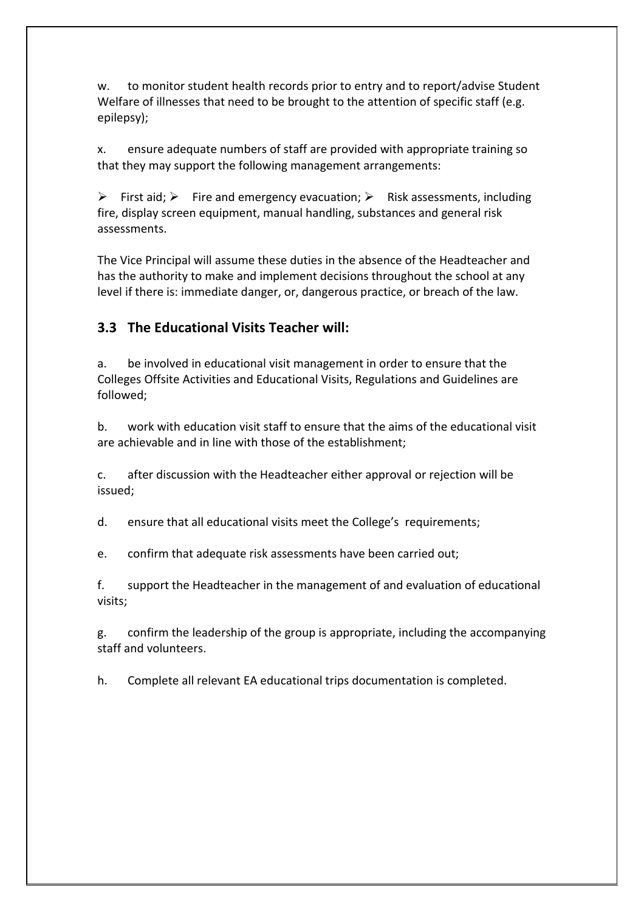w. to monitor student health records prior to entry and to report/advise Student Welfare of illnesses that need to be brought to the attention of specific staff (e.g. epilepsy);

x. ensure adequate numbers of staff are provided with appropriate training so that they may support the following management arrangements:

➢ First aid; ➢ Fire and emergency evacuation; ➢ Risk assessments, including fire, display screen equipment, manual handling, substances and general risk assessments.

The Vice Principal will assume these duties in the absence of the Headteacher and has the authority to make and implement decisions throughout the school at any level if there is: immediate danger, or, dangerous practice, or breach of the law.

### 3.3 The Educational Visits Teacher will:

a. be involved in educational visit management in order to ensure that the Colleges Offsite Activities and Educational Visits, Regulations and Guidelines are followed;

b. work with education visit staff to ensure that the aims of the educational visit are achievable and in line with those of the establishment;

c. after discussion with the Headteacher either approval or rejection will be issued;

d. ensure that all educational visits meet the College's requirements;

e. confirm that adequate risk assessments have been carried out;

f. support the Headteacher in the management of and evaluation of educational visits;

g. confirm the leadership of the group is appropriate, including the accompanying staff and volunteers.

h. Complete all relevant EA educational trips documentation is completed.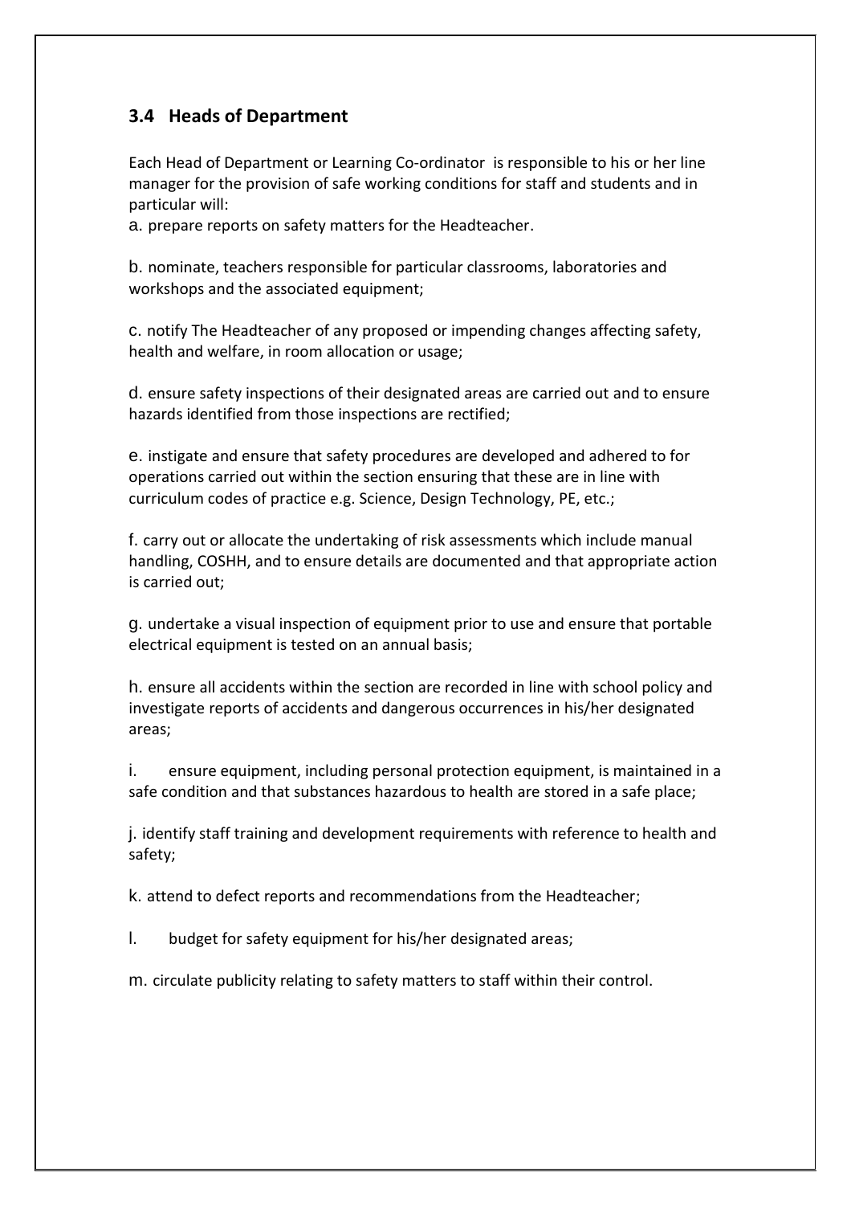### 3.4 Heads of Department

Each Head of Department or Learning Co-ordinator is responsible to his or her line manager for the provision of safe working conditions for staff and students and in particular will:

a. prepare reports on safety matters for the Headteacher.

b. nominate, teachers responsible for particular classrooms, laboratories and workshops and the associated equipment;

c. notify The Headteacher of any proposed or impending changes affecting safety, health and welfare, in room allocation or usage;

d. ensure safety inspections of their designated areas are carried out and to ensure hazards identified from those inspections are rectified;

e. instigate and ensure that safety procedures are developed and adhered to for operations carried out within the section ensuring that these are in line with curriculum codes of practice e.g. Science, Design Technology, PE, etc.;

f. carry out or allocate the undertaking of risk assessments which include manual handling, COSHH, and to ensure details are documented and that appropriate action is carried out;

g. undertake a visual inspection of equipment prior to use and ensure that portable electrical equipment is tested on an annual basis;

h. ensure all accidents within the section are recorded in line with school policy and investigate reports of accidents and dangerous occurrences in his/her designated areas;

i. ensure equipment, including personal protection equipment, is maintained in a safe condition and that substances hazardous to health are stored in a safe place;

j. identify staff training and development requirements with reference to health and safety;

k. attend to defect reports and recommendations from the Headteacher;

l. budget for safety equipment for his/her designated areas;

m. circulate publicity relating to safety matters to staff within their control.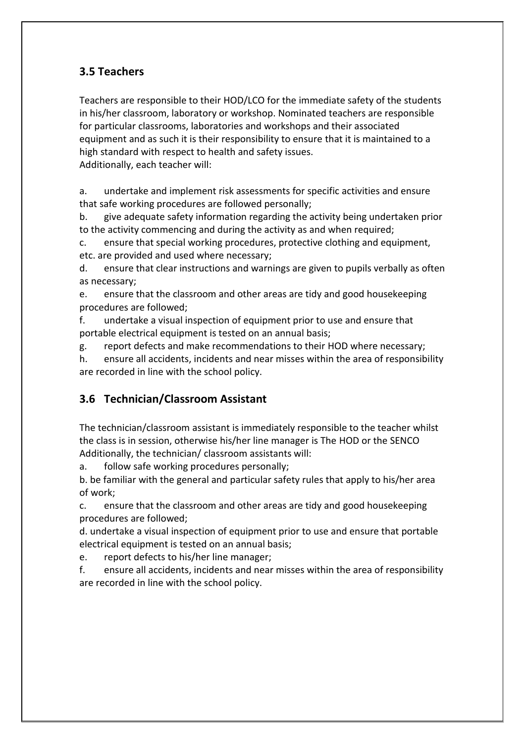## 3.5 Teachers

Teachers are responsible to their HOD/LCO for the immediate safety of the students in his/her classroom, laboratory or workshop. Nominated teachers are responsible for particular classrooms, laboratories and workshops and their associated equipment and as such it is their responsibility to ensure that it is maintained to a high standard with respect to health and safety issues.
Additionally, each teacher will:

a. undertake and implement risk assessments for specific activities and ensure that safe working procedures are followed personally;
b. give adequate safety information regarding the activity being undertaken prior to the activity commencing and during the activity as and when required;
c. ensure that special working procedures, protective clothing and equipment, etc. are provided and used where necessary;
d. ensure that clear instructions and warnings are given to pupils verbally as often as necessary;
e. ensure that the classroom and other areas are tidy and good housekeeping procedures are followed;
f. undertake a visual inspection of equipment prior to use and ensure that portable electrical equipment is tested on an annual basis;
g. report defects and make recommendations to their HOD where necessary;
h. ensure all accidents, incidents and near misses within the area of responsibility are recorded in line with the school policy.

## 3.6 Technician/Classroom Assistant

The technician/classroom assistant is immediately responsible to the teacher whilst the class is in session, otherwise his/her line manager is The HOD or the SENCO
Additionally, the technician/ classroom assistants will:
a. follow safe working procedures personally;
b. be familiar with the general and particular safety rules that apply to his/her area of work;
c. ensure that the classroom and other areas are tidy and good housekeeping procedures are followed;
d. undertake a visual inspection of equipment prior to use and ensure that portable electrical equipment is tested on an annual basis;
e. report defects to his/her line manager;
f. ensure all accidents, incidents and near misses within the area of responsibility are recorded in line with the school policy.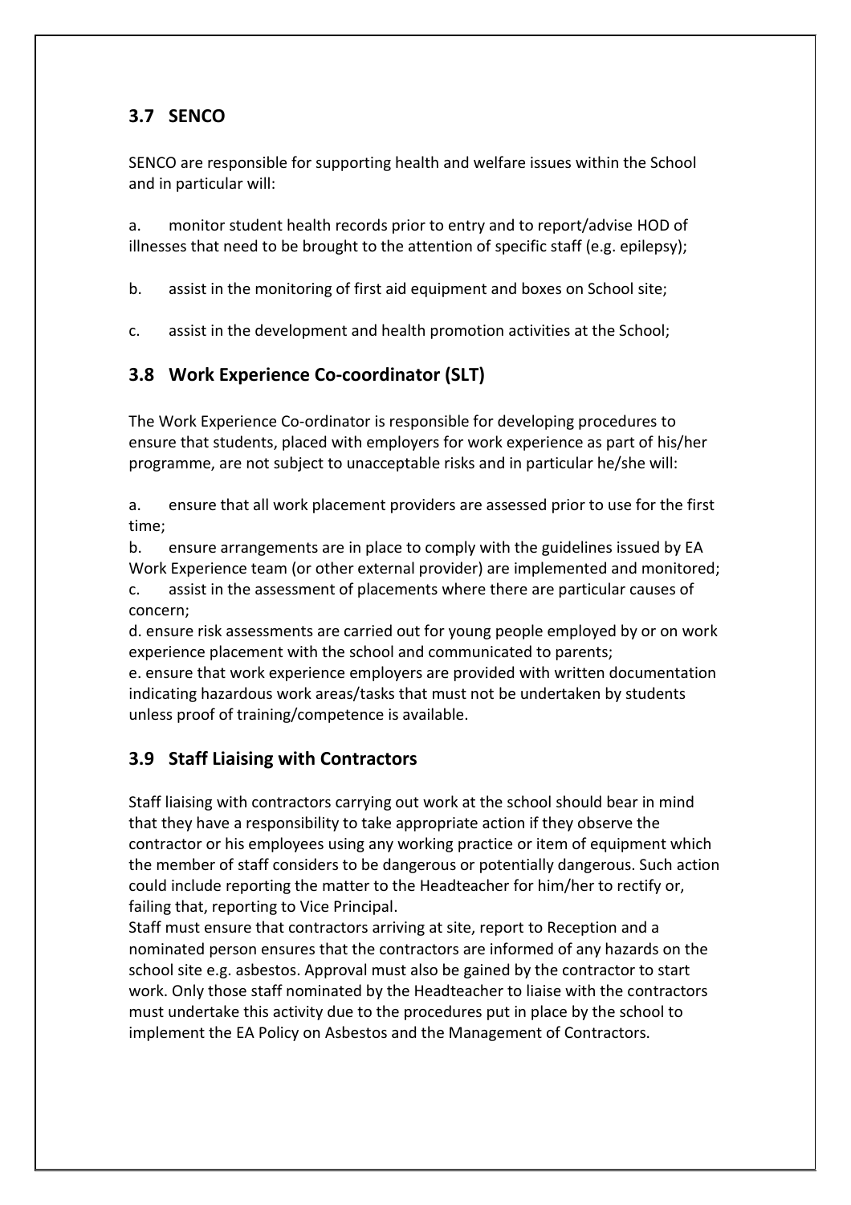## 3.7 SENCO

SENCO are responsible for supporting health and welfare issues within the School and in particular will:

a. monitor student health records prior to entry and to report/advise HOD of illnesses that need to be brought to the attention of specific staff (e.g. epilepsy);

b. assist in the monitoring of first aid equipment and boxes on School site;

c. assist in the development and health promotion activities at the School;

## 3.8 Work Experience Co-coordinator (SLT)

The Work Experience Co-ordinator is responsible for developing procedures to ensure that students, placed with employers for work experience as part of his/her programme, are not subject to unacceptable risks and in particular he/she will:

a. ensure that all work placement providers are assessed prior to use for the first time;

b. ensure arrangements are in place to comply with the guidelines issued by EA Work Experience team (or other external provider) are implemented and monitored;

c. assist in the assessment of placements where there are particular causes of concern;

d. ensure risk assessments are carried out for young people employed by or on work experience placement with the school and communicated to parents;

e. ensure that work experience employers are provided with written documentation indicating hazardous work areas/tasks that must not be undertaken by students unless proof of training/competence is available.

## 3.9 Staff Liaising with Contractors

Staff liaising with contractors carrying out work at the school should bear in mind that they have a responsibility to take appropriate action if they observe the contractor or his employees using any working practice or item of equipment which the member of staff considers to be dangerous or potentially dangerous. Such action could include reporting the matter to the Headteacher for him/her to rectify or, failing that, reporting to Vice Principal.

Staff must ensure that contractors arriving at site, report to Reception and a nominated person ensures that the contractors are informed of any hazards on the school site e.g. asbestos. Approval must also be gained by the contractor to start work. Only those staff nominated by the Headteacher to liaise with the contractors must undertake this activity due to the procedures put in place by the school to implement the EA Policy on Asbestos and the Management of Contractors.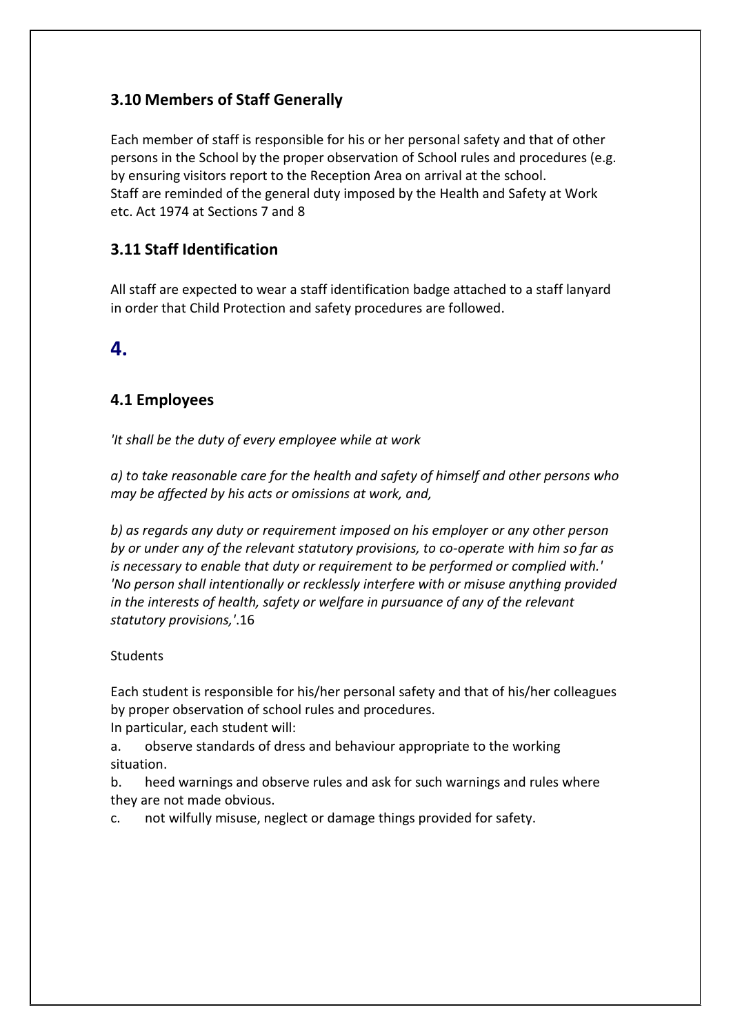### 3.10 Members of Staff Generally

Each member of staff is responsible for his or her personal safety and that of other persons in the School by the proper observation of School rules and procedures (e.g. by ensuring visitors report to the Reception Area on arrival at the school. Staff are reminded of the general duty imposed by the Health and Safety at Work etc. Act 1974 at Sections 7 and 8

### 3.11 Staff Identification

All staff are expected to wear a staff identification badge attached to a staff lanyard in order that Child Protection and safety procedures are followed.

## 4.

### 4.1 Employees

*'It shall be the duty of every employee while at work*

*a) to take reasonable care for the health and safety of himself and other persons who may be affected by his acts or omissions at work, and,*

*b) as regards any duty or requirement imposed on his employer or any other person by or under any of the relevant statutory provisions, to co-operate with him so far as is necessary to enable that duty or requirement to be performed or complied with.' 'No person shall intentionally or recklessly interfere with or misuse anything provided in the interests of health, safety or welfare in pursuance of any of the relevant statutory provisions,'*.16

Students

Each student is responsible for his/her personal safety and that of his/her colleagues by proper observation of school rules and procedures.
In particular, each student will:

a. observe standards of dress and behaviour appropriate to the working situation.

b. heed warnings and observe rules and ask for such warnings and rules where they are not made obvious.

c. not wilfully misuse, neglect or damage things provided for safety.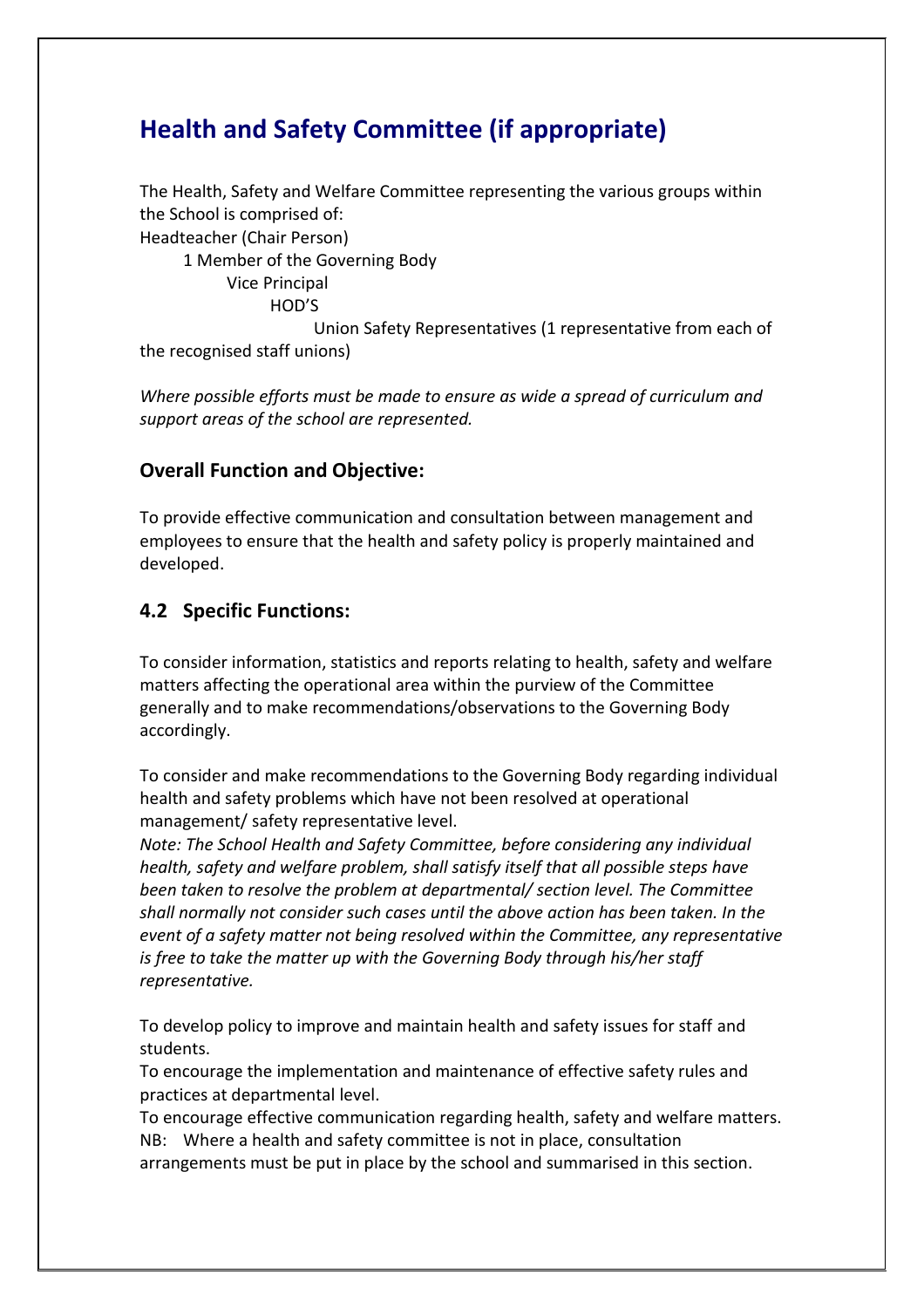## Health and Safety Committee (if appropriate)

The Health, Safety and Welfare Committee representing the various groups within the School is comprised of:

Headteacher (Chair Person)
1 Member of the Governing Body
Vice Principal
HOD'S
Union Safety Representatives (1 representative from each of the recognised staff unions)

*Where possible efforts must be made to ensure as wide a spread of curriculum and support areas of the school are represented.*

### Overall Function and Objective:

To provide effective communication and consultation between management and employees to ensure that the health and safety policy is properly maintained and developed.

### 4.2 Specific Functions:

To consider information, statistics and reports relating to health, safety and welfare matters affecting the operational area within the purview of the Committee generally and to make recommendations/observations to the Governing Body accordingly.

To consider and make recommendations to the Governing Body regarding individual health and safety problems which have not been resolved at operational management/ safety representative level.

*Note: The School Health and Safety Committee, before considering any individual health, safety and welfare problem, shall satisfy itself that all possible steps have been taken to resolve the problem at departmental/ section level. The Committee shall normally not consider such cases until the above action has been taken. In the event of a safety matter not being resolved within the Committee, any representative is free to take the matter up with the Governing Body through his/her staff representative.*

To develop policy to improve and maintain health and safety issues for staff and students.

To encourage the implementation and maintenance of effective safety rules and practices at departmental level.

To encourage effective communication regarding health, safety and welfare matters.

NB: Where a health and safety committee is not in place, consultation arrangements must be put in place by the school and summarised in this section.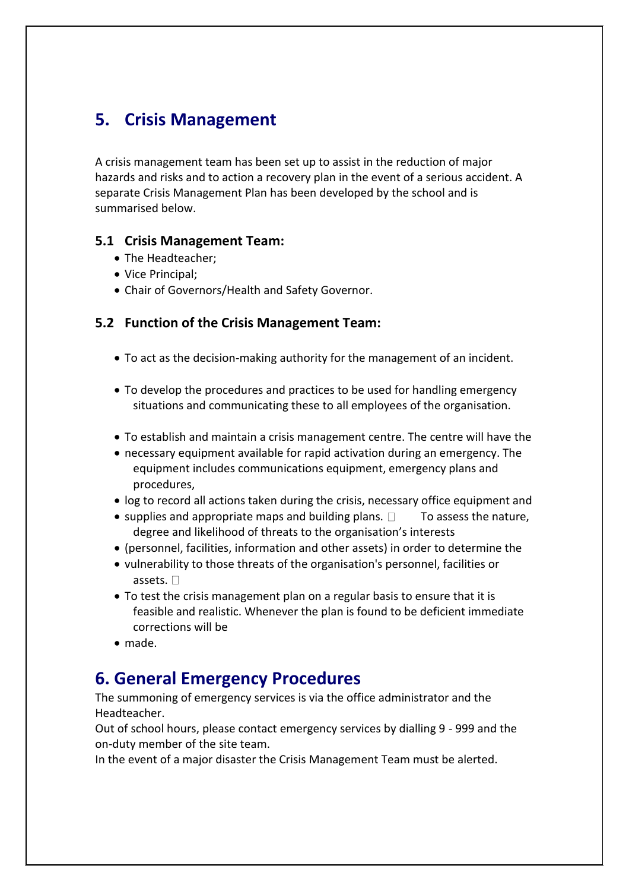## 5. Crisis Management

A crisis management team has been set up to assist in the reduction of major hazards and risks and to action a recovery plan in the event of a serious accident. A separate Crisis Management Plan has been developed by the school and is summarised below.

### 5.1 Crisis Management Team:

- The Headteacher;
- Vice Principal;
- Chair of Governors/Health and Safety Governor.

### 5.2 Function of the Crisis Management Team:

- To act as the decision-making authority for the management of an incident.
- To develop the procedures and practices to be used for handling emergency situations and communicating these to all employees of the organisation.
- To establish and maintain a crisis management centre. The centre will have the
- necessary equipment available for rapid activation during an emergency. The equipment includes communications equipment, emergency plans and procedures,
- log to record all actions taken during the crisis, necessary office equipment and
- supplies and appropriate maps and building plans.  To assess the nature, degree and likelihood of threats to the organisation's interests
- (personnel, facilities, information and other assets) in order to determine the
- vulnerability to those threats of the organisation's personnel, facilities or assets. 
- To test the crisis management plan on a regular basis to ensure that it is feasible and realistic. Whenever the plan is found to be deficient immediate corrections will be
- made.

## 6. General Emergency Procedures

The summoning of emergency services is via the office administrator and the Headteacher.
Out of school hours, please contact emergency services by dialling 9 - 999 and the on-duty member of the site team.
In the event of a major disaster the Crisis Management Team must be alerted.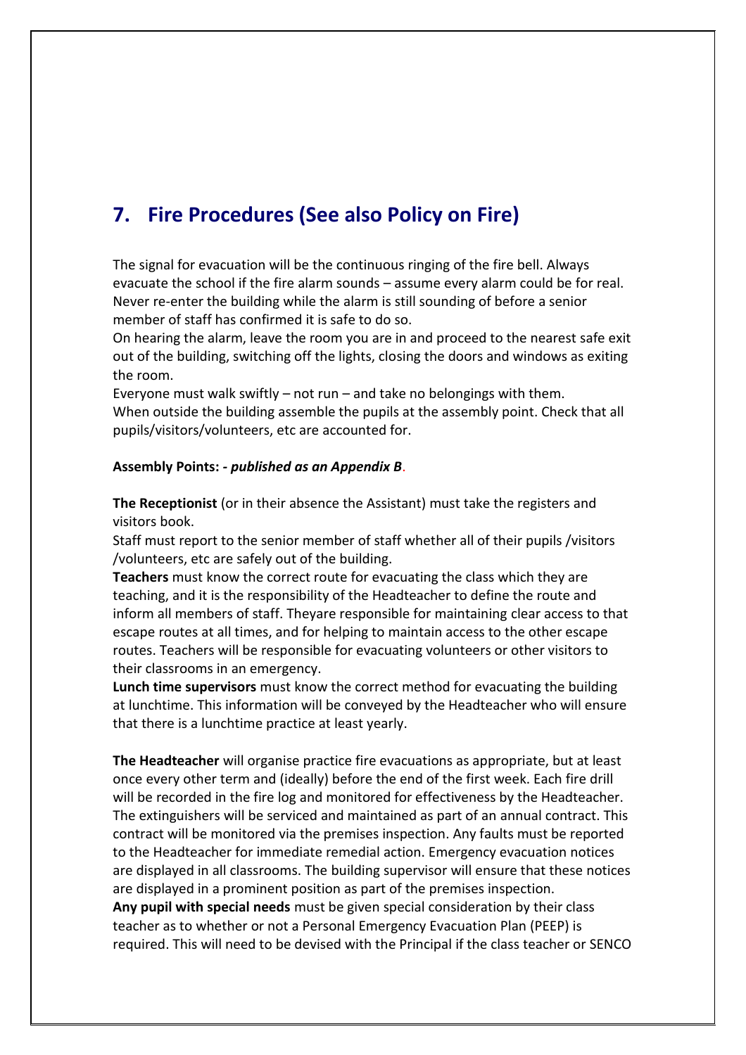## 7. Fire Procedures (See also Policy on Fire)

The signal for evacuation will be the continuous ringing of the fire bell. Always evacuate the school if the fire alarm sounds – assume every alarm could be for real. Never re-enter the building while the alarm is still sounding of before a senior member of staff has confirmed it is safe to do so.
On hearing the alarm, leave the room you are in and proceed to the nearest safe exit out of the building, switching off the lights, closing the doors and windows as exiting the room.
Everyone must walk swiftly – not run – and take no belongings with them.
When outside the building assemble the pupils at the assembly point. Check that all pupils/visitors/volunteers, etc are accounted for.

**Assembly Points: -** ***published as an Appendix B***.

**The Receptionist** (or in their absence the Assistant) must take the registers and visitors book.
Staff must report to the senior member of staff whether all of their pupils /visitors /volunteers, etc are safely out of the building.
**Teachers** must know the correct route for evacuating the class which they are teaching, and it is the responsibility of the Headteacher to define the route and inform all members of staff. Theyare responsible for maintaining clear access to that escape routes at all times, and for helping to maintain access to the other escape routes. Teachers will be responsible for evacuating volunteers or other visitors to their classrooms in an emergency.
**Lunch time supervisors** must know the correct method for evacuating the building at lunchtime. This information will be conveyed by the Headteacher who will ensure that there is a lunchtime practice at least yearly.

**The Headteacher** will organise practice fire evacuations as appropriate, but at least once every other term and (ideally) before the end of the first week. Each fire drill will be recorded in the fire log and monitored for effectiveness by the Headteacher. The extinguishers will be serviced and maintained as part of an annual contract. This contract will be monitored via the premises inspection. Any faults must be reported to the Headteacher for immediate remedial action. Emergency evacuation notices are displayed in all classrooms. The building supervisor will ensure that these notices are displayed in a prominent position as part of the premises inspection.
**Any pupil with special needs** must be given special consideration by their class teacher as to whether or not a Personal Emergency Evacuation Plan (PEEP) is required. This will need to be devised with the Principal if the class teacher or SENCO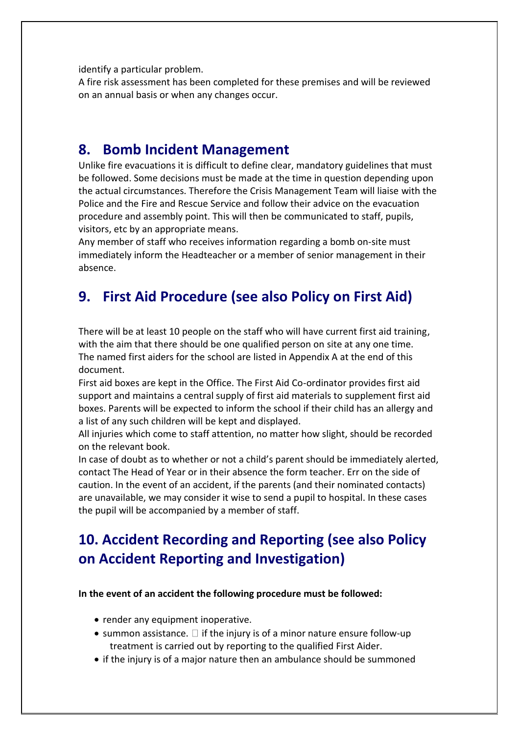identify a particular problem.
A fire risk assessment has been completed for these premises and will be reviewed on an annual basis or when any changes occur.

## 8. Bomb Incident Management

Unlike fire evacuations it is difficult to define clear, mandatory guidelines that must be followed. Some decisions must be made at the time in question depending upon the actual circumstances. Therefore the Crisis Management Team will liaise with the Police and the Fire and Rescue Service and follow their advice on the evacuation procedure and assembly point. This will then be communicated to staff, pupils, visitors, etc by an appropriate means.
Any member of staff who receives information regarding a bomb on-site must immediately inform the Headteacher or a member of senior management in their absence.

## 9. First Aid Procedure (see also Policy on First Aid)

There will be at least 10 people on the staff who will have current first aid training, with the aim that there should be one qualified person on site at any one time.
The named first aiders for the school are listed in Appendix A at the end of this document.
First aid boxes are kept in the Office. The First Aid Co-ordinator provides first aid support and maintains a central supply of first aid materials to supplement first aid boxes. Parents will be expected to inform the school if their child has an allergy and a list of any such children will be kept and displayed.
All injuries which come to staff attention, no matter how slight, should be recorded on the relevant book.
In case of doubt as to whether or not a child's parent should be immediately alerted, contact The Head of Year or in their absence the form teacher. Err on the side of caution. In the event of an accident, if the parents (and their nominated contacts) are unavailable, we may consider it wise to send a pupil to hospital. In these cases the pupil will be accompanied by a member of staff.

## 10. Accident Recording and Reporting (see also Policy on Accident Reporting and Investigation)

**In the event of an accident the following procedure must be followed:**

- render any equipment inoperative.
- summon assistance.  if the injury is of a minor nature ensure follow-up treatment is carried out by reporting to the qualified First Aider.
- if the injury is of a major nature then an ambulance should be summoned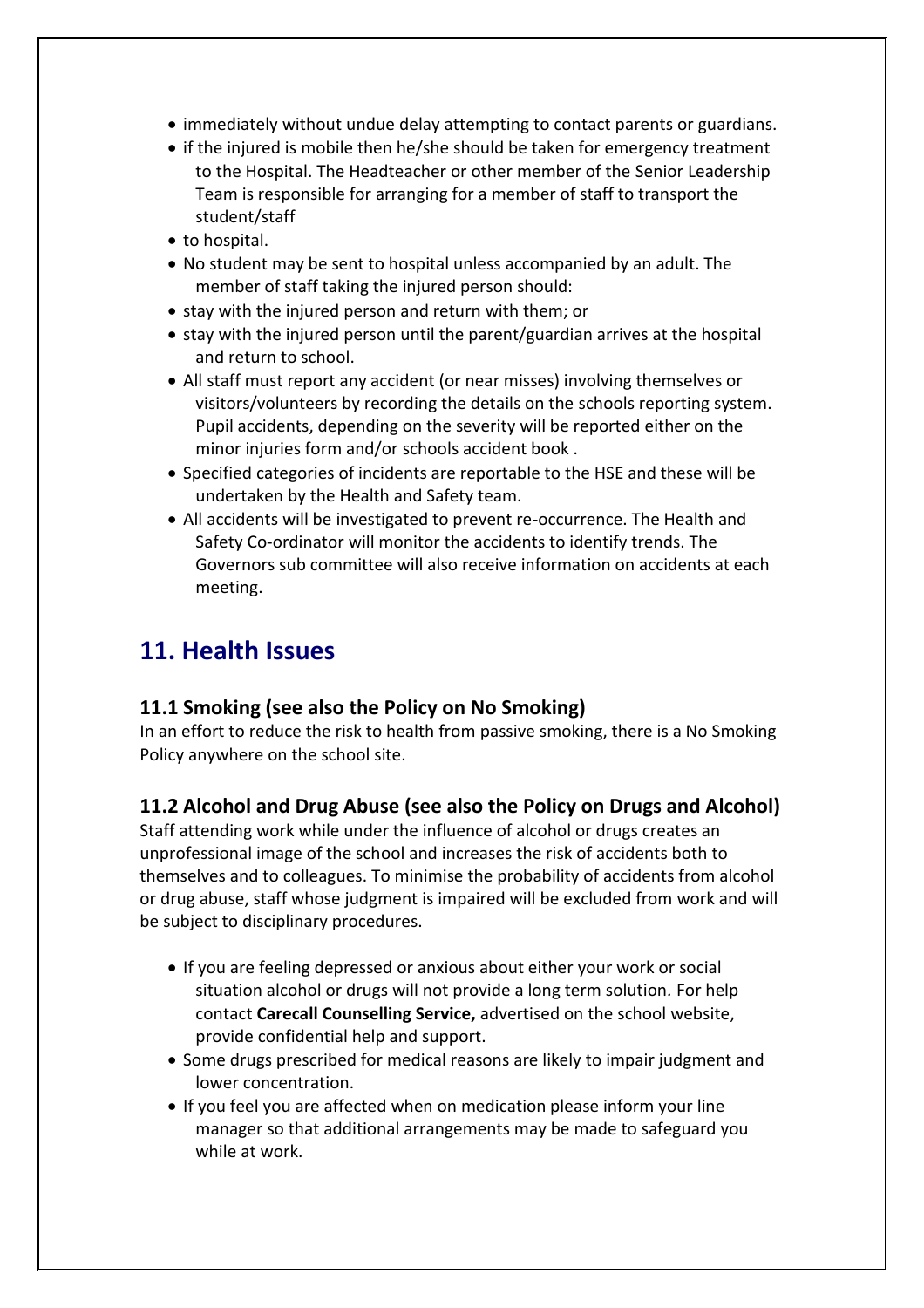- immediately without undue delay attempting to contact parents or guardians.
- if the injured is mobile then he/she should be taken for emergency treatment to the Hospital. The Headteacher or other member of the Senior Leadership Team is responsible for arranging for a member of staff to transport the student/staff
- to hospital.
- No student may be sent to hospital unless accompanied by an adult. The member of staff taking the injured person should:
- stay with the injured person and return with them; or
- stay with the injured person until the parent/guardian arrives at the hospital and return to school.
- All staff must report any accident (or near misses) involving themselves or visitors/volunteers by recording the details on the schools reporting system. Pupil accidents, depending on the severity will be reported either on the minor injuries form and/or schools accident book .
- Specified categories of incidents are reportable to the HSE and these will be undertaken by the Health and Safety team.
- All accidents will be investigated to prevent re-occurrence. The Health and Safety Co-ordinator will monitor the accidents to identify trends. The Governors sub committee will also receive information on accidents at each meeting.

## 11. Health Issues

### 11.1 Smoking (see also the Policy on No Smoking)

In an effort to reduce the risk to health from passive smoking, there is a No Smoking Policy anywhere on the school site.

### 11.2 Alcohol and Drug Abuse (see also the Policy on Drugs and Alcohol)

Staff attending work while under the influence of alcohol or drugs creates an unprofessional image of the school and increases the risk of accidents both to themselves and to colleagues. To minimise the probability of accidents from alcohol or drug abuse, staff whose judgment is impaired will be excluded from work and will be subject to disciplinary procedures.

- If you are feeling depressed or anxious about either your work or social situation alcohol or drugs will not provide a long term solution. For help contact **Carecall Counselling Service,** advertised on the school website, provide confidential help and support.
- Some drugs prescribed for medical reasons are likely to impair judgment and lower concentration.
- If you feel you are affected when on medication please inform your line manager so that additional arrangements may be made to safeguard you while at work.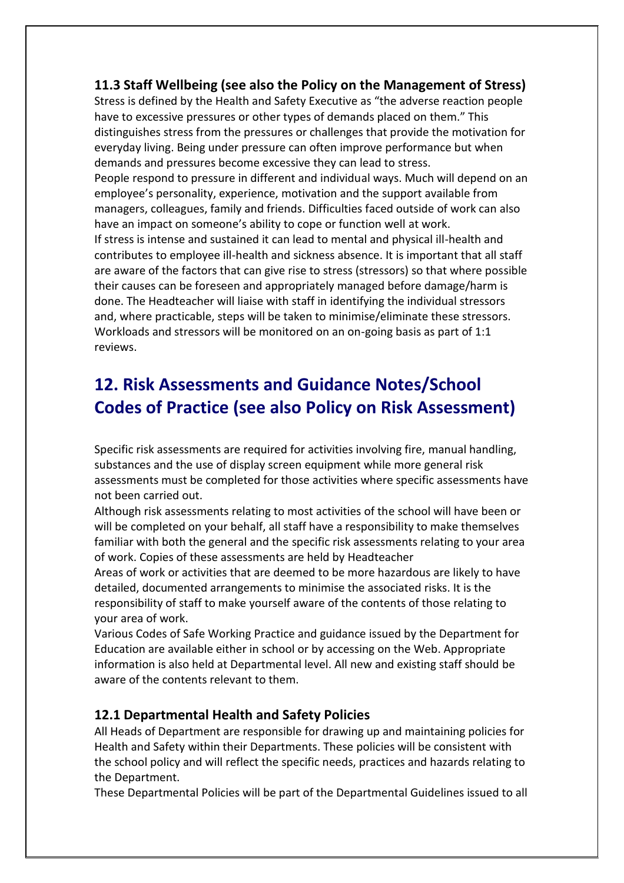### 11.3 Staff Wellbeing (see also the Policy on the Management of Stress)

Stress is defined by the Health and Safety Executive as "the adverse reaction people have to excessive pressures or other types of demands placed on them." This distinguishes stress from the pressures or challenges that provide the motivation for everyday living. Being under pressure can often improve performance but when demands and pressures become excessive they can lead to stress.

People respond to pressure in different and individual ways. Much will depend on an employee's personality, experience, motivation and the support available from managers, colleagues, family and friends. Difficulties faced outside of work can also have an impact on someone's ability to cope or function well at work.

If stress is intense and sustained it can lead to mental and physical ill-health and contributes to employee ill-health and sickness absence. It is important that all staff are aware of the factors that can give rise to stress (stressors) so that where possible their causes can be foreseen and appropriately managed before damage/harm is done. The Headteacher will liaise with staff in identifying the individual stressors and, where practicable, steps will be taken to minimise/eliminate these stressors. Workloads and stressors will be monitored on an on-going basis as part of 1:1 reviews.

## 12. Risk Assessments and Guidance Notes/School Codes of Practice (see also Policy on Risk Assessment)

Specific risk assessments are required for activities involving fire, manual handling, substances and the use of display screen equipment while more general risk assessments must be completed for those activities where specific assessments have not been carried out.

Although risk assessments relating to most activities of the school will have been or will be completed on your behalf, all staff have a responsibility to make themselves familiar with both the general and the specific risk assessments relating to your area of work. Copies of these assessments are held by Headteacher

Areas of work or activities that are deemed to be more hazardous are likely to have detailed, documented arrangements to minimise the associated risks. It is the responsibility of staff to make yourself aware of the contents of those relating to your area of work.

Various Codes of Safe Working Practice and guidance issued by the Department for Education are available either in school or by accessing on the Web. Appropriate information is also held at Departmental level. All new and existing staff should be aware of the contents relevant to them.

### 12.1 Departmental Health and Safety Policies

All Heads of Department are responsible for drawing up and maintaining policies for Health and Safety within their Departments. These policies will be consistent with the school policy and will reflect the specific needs, practices and hazards relating to the Department.

These Departmental Policies will be part of the Departmental Guidelines issued to all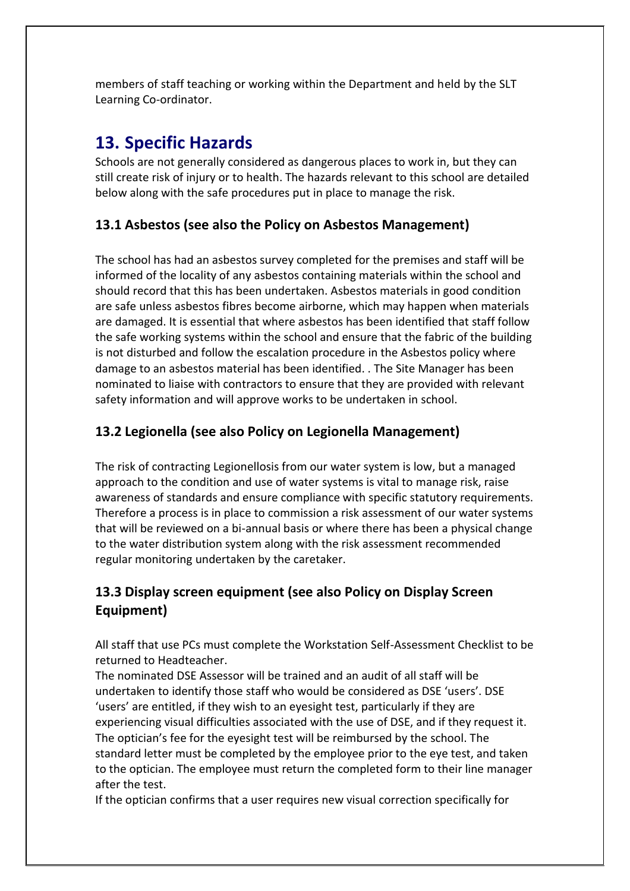members of staff teaching or working within the Department and held by the SLT Learning Co-ordinator.

## 13. Specific Hazards

Schools are not generally considered as dangerous places to work in, but they can still create risk of injury or to health. The hazards relevant to this school are detailed below along with the safe procedures put in place to manage the risk.

### 13.1 Asbestos (see also the Policy on Asbestos Management)

The school has had an asbestos survey completed for the premises and staff will be informed of the locality of any asbestos containing materials within the school and should record that this has been undertaken. Asbestos materials in good condition are safe unless asbestos fibres become airborne, which may happen when materials are damaged. It is essential that where asbestos has been identified that staff follow the safe working systems within the school and ensure that the fabric of the building is not disturbed and follow the escalation procedure in the Asbestos policy where damage to an asbestos material has been identified. . The Site Manager has been nominated to liaise with contractors to ensure that they are provided with relevant safety information and will approve works to be undertaken in school.

### 13.2 Legionella (see also Policy on Legionella Management)

The risk of contracting Legionellosis from our water system is low, but a managed approach to the condition and use of water systems is vital to manage risk, raise awareness of standards and ensure compliance with specific statutory requirements. Therefore a process is in place to commission a risk assessment of our water systems that will be reviewed on a bi-annual basis or where there has been a physical change to the water distribution system along with the risk assessment recommended regular monitoring undertaken by the caretaker.

### 13.3 Display screen equipment (see also Policy on Display Screen Equipment)

All staff that use PCs must complete the Workstation Self-Assessment Checklist to be returned to Headteacher.

The nominated DSE Assessor will be trained and an audit of all staff will be undertaken to identify those staff who would be considered as DSE 'users'. DSE 'users' are entitled, if they wish to an eyesight test, particularly if they are experiencing visual difficulties associated with the use of DSE, and if they request it. The optician's fee for the eyesight test will be reimbursed by the school. The standard letter must be completed by the employee prior to the eye test, and taken to the optician. The employee must return the completed form to their line manager after the test.

If the optician confirms that a user requires new visual correction specifically for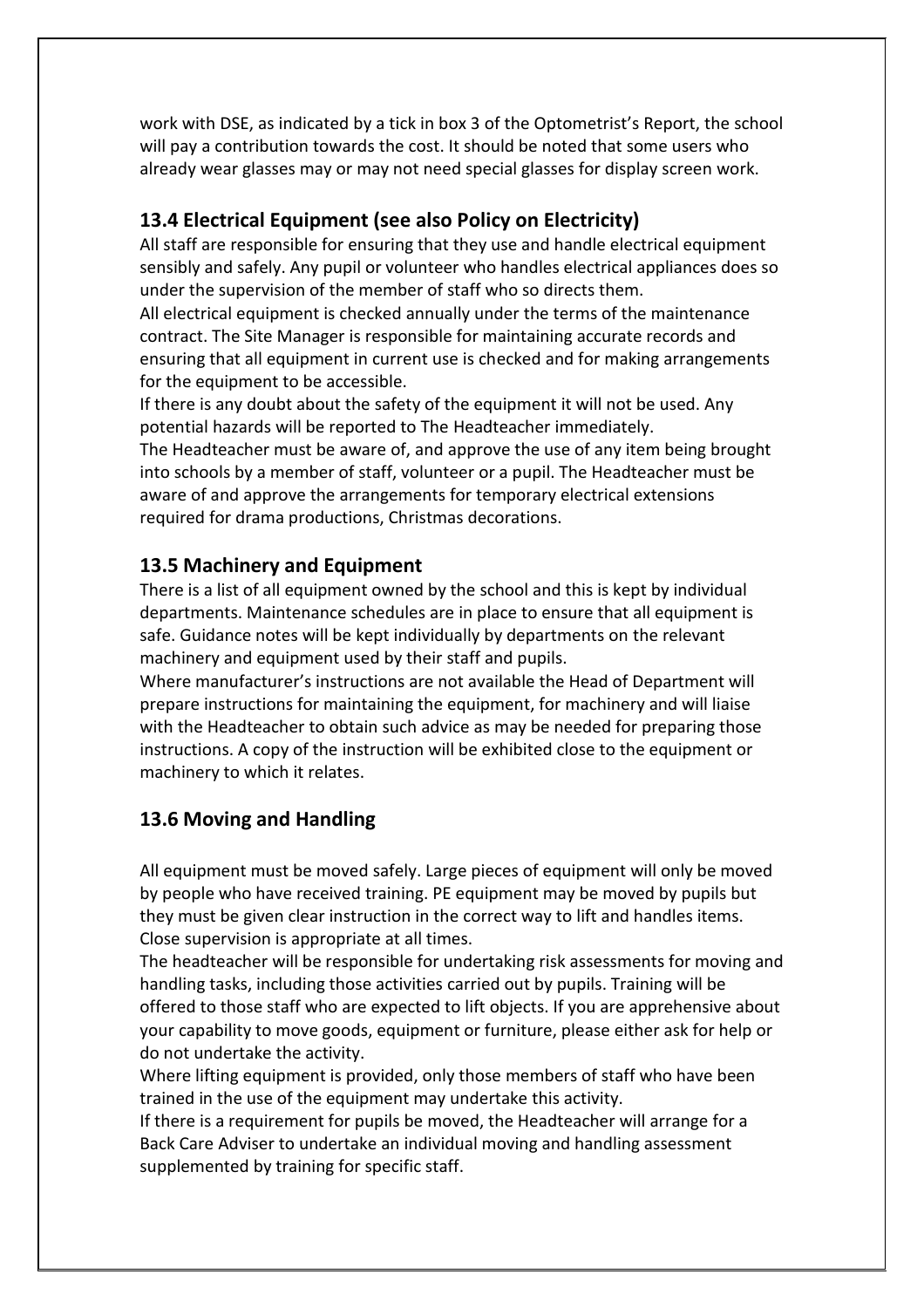work with DSE, as indicated by a tick in box 3 of the Optometrist's Report, the school will pay a contribution towards the cost. It should be noted that some users who already wear glasses may or may not need special glasses for display screen work.

## 13.4 Electrical Equipment (see also Policy on Electricity)

All staff are responsible for ensuring that they use and handle electrical equipment sensibly and safely. Any pupil or volunteer who handles electrical appliances does so under the supervision of the member of staff who so directs them.

All electrical equipment is checked annually under the terms of the maintenance contract. The Site Manager is responsible for maintaining accurate records and ensuring that all equipment in current use is checked and for making arrangements for the equipment to be accessible.

If there is any doubt about the safety of the equipment it will not be used. Any potential hazards will be reported to The Headteacher immediately.

The Headteacher must be aware of, and approve the use of any item being brought into schools by a member of staff, volunteer or a pupil. The Headteacher must be aware of and approve the arrangements for temporary electrical extensions required for drama productions, Christmas decorations.

## 13.5 Machinery and Equipment

There is a list of all equipment owned by the school and this is kept by individual departments. Maintenance schedules are in place to ensure that all equipment is safe. Guidance notes will be kept individually by departments on the relevant machinery and equipment used by their staff and pupils.

Where manufacturer's instructions are not available the Head of Department will prepare instructions for maintaining the equipment, for machinery and will liaise with the Headteacher to obtain such advice as may be needed for preparing those instructions. A copy of the instruction will be exhibited close to the equipment or machinery to which it relates.

## 13.6 Moving and Handling

All equipment must be moved safely. Large pieces of equipment will only be moved by people who have received training. PE equipment may be moved by pupils but they must be given clear instruction in the correct way to lift and handles items. Close supervision is appropriate at all times.

The headteacher will be responsible for undertaking risk assessments for moving and handling tasks, including those activities carried out by pupils. Training will be offered to those staff who are expected to lift objects. If you are apprehensive about your capability to move goods, equipment or furniture, please either ask for help or do not undertake the activity.

Where lifting equipment is provided, only those members of staff who have been trained in the use of the equipment may undertake this activity.

If there is a requirement for pupils be moved, the Headteacher will arrange for a Back Care Adviser to undertake an individual moving and handling assessment supplemented by training for specific staff.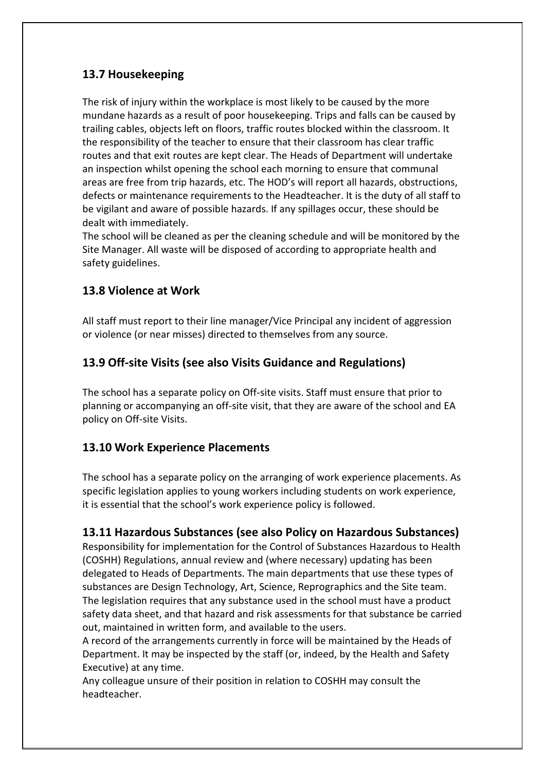## 13.7 Housekeeping

The risk of injury within the workplace is most likely to be caused by the more mundane hazards as a result of poor housekeeping. Trips and falls can be caused by trailing cables, objects left on floors, traffic routes blocked within the classroom. It the responsibility of the teacher to ensure that their classroom has clear traffic routes and that exit routes are kept clear. The Heads of Department will undertake an inspection whilst opening the school each morning to ensure that communal areas are free from trip hazards, etc. The HOD's will report all hazards, obstructions, defects or maintenance requirements to the Headteacher. It is the duty of all staff to be vigilant and aware of possible hazards. If any spillages occur, these should be dealt with immediately.

The school will be cleaned as per the cleaning schedule and will be monitored by the Site Manager. All waste will be disposed of according to appropriate health and safety guidelines.

## 13.8 Violence at Work

All staff must report to their line manager/Vice Principal any incident of aggression or violence (or near misses) directed to themselves from any source.

## 13.9 Off-site Visits (see also Visits Guidance and Regulations)

The school has a separate policy on Off-site visits. Staff must ensure that prior to planning or accompanying an off-site visit, that they are aware of the school and EA policy on Off-site Visits.

## 13.10 Work Experience Placements

The school has a separate policy on the arranging of work experience placements. As specific legislation applies to young workers including students on work experience, it is essential that the school's work experience policy is followed.

## 13.11 Hazardous Substances (see also Policy on Hazardous Substances)

Responsibility for implementation for the Control of Substances Hazardous to Health (COSHH) Regulations, annual review and (where necessary) updating has been delegated to Heads of Departments. The main departments that use these types of substances are Design Technology, Art, Science, Reprographics and the Site team. The legislation requires that any substance used in the school must have a product safety data sheet, and that hazard and risk assessments for that substance be carried out, maintained in written form, and available to the users.

A record of the arrangements currently in force will be maintained by the Heads of Department. It may be inspected by the staff (or, indeed, by the Health and Safety Executive) at any time.

Any colleague unsure of their position in relation to COSHH may consult the headteacher.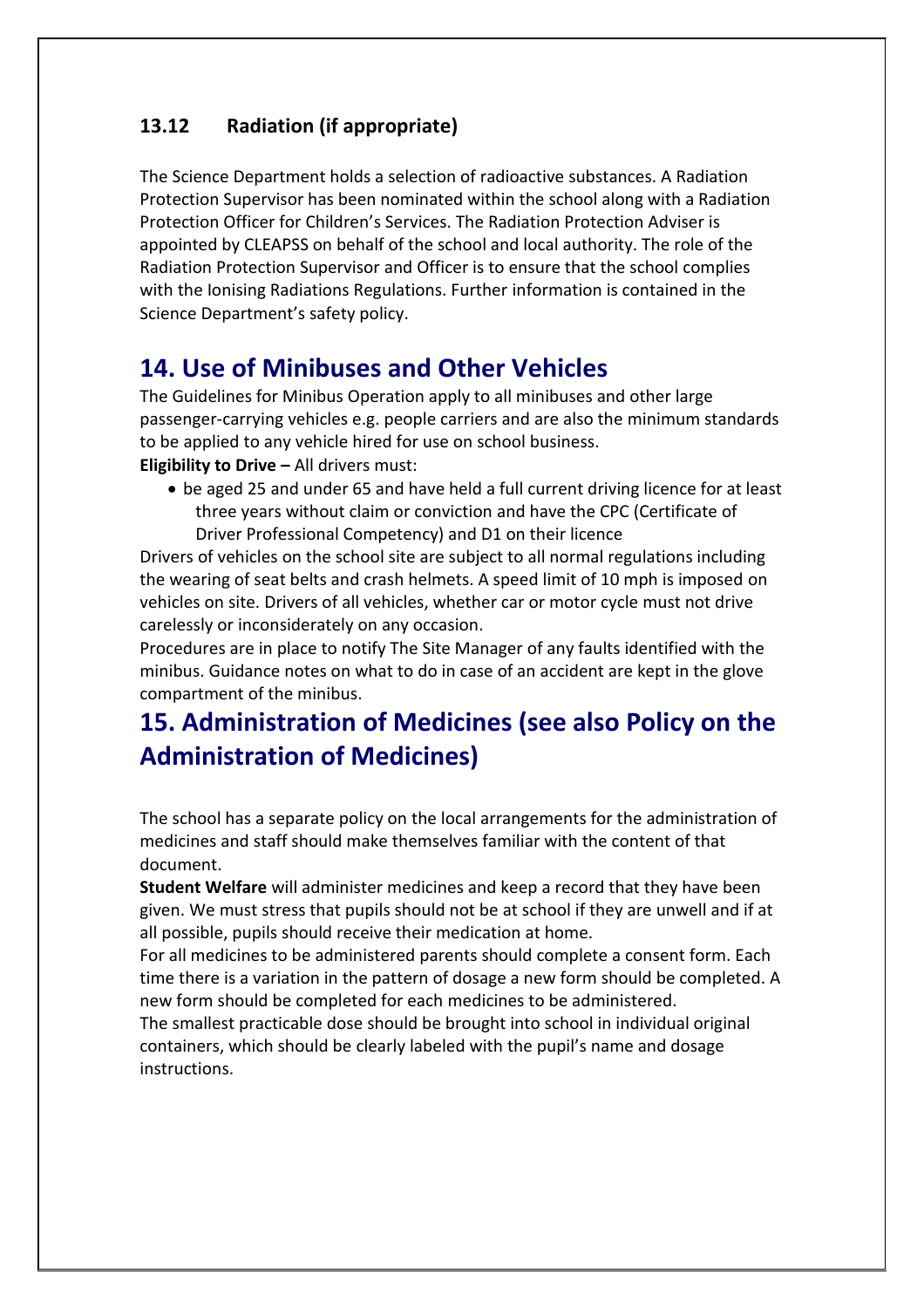### 13.12 Radiation (if appropriate)

The Science Department holds a selection of radioactive substances. A Radiation Protection Supervisor has been nominated within the school along with a Radiation Protection Officer for Children's Services. The Radiation Protection Adviser is appointed by CLEAPSS on behalf of the school and local authority. The role of the Radiation Protection Supervisor and Officer is to ensure that the school complies with the Ionising Radiations Regulations. Further information is contained in the Science Department's safety policy.

## 14. Use of Minibuses and Other Vehicles

The Guidelines for Minibus Operation apply to all minibuses and other large passenger-carrying vehicles e.g. people carriers and are also the minimum standards to be applied to any vehicle hired for use on school business.

**Eligibility to Drive –** All drivers must:

- be aged 25 and under 65 and have held a full current driving licence for at least three years without claim or conviction and have the CPC (Certificate of Driver Professional Competency) and D1 on their licence

Drivers of vehicles on the school site are subject to all normal regulations including the wearing of seat belts and crash helmets. A speed limit of 10 mph is imposed on vehicles on site. Drivers of all vehicles, whether car or motor cycle must not drive carelessly or inconsiderately on any occasion.

Procedures are in place to notify The Site Manager of any faults identified with the minibus. Guidance notes on what to do in case of an accident are kept in the glove compartment of the minibus.

## 15. Administration of Medicines (see also Policy on the Administration of Medicines)

The school has a separate policy on the local arrangements for the administration of medicines and staff should make themselves familiar with the content of that document.

**Student Welfare** will administer medicines and keep a record that they have been given. We must stress that pupils should not be at school if they are unwell and if at all possible, pupils should receive their medication at home.

For all medicines to be administered parents should complete a consent form. Each time there is a variation in the pattern of dosage a new form should be completed. A new form should be completed for each medicines to be administered.

The smallest practicable dose should be brought into school in individual original containers, which should be clearly labeled with the pupil's name and dosage instructions.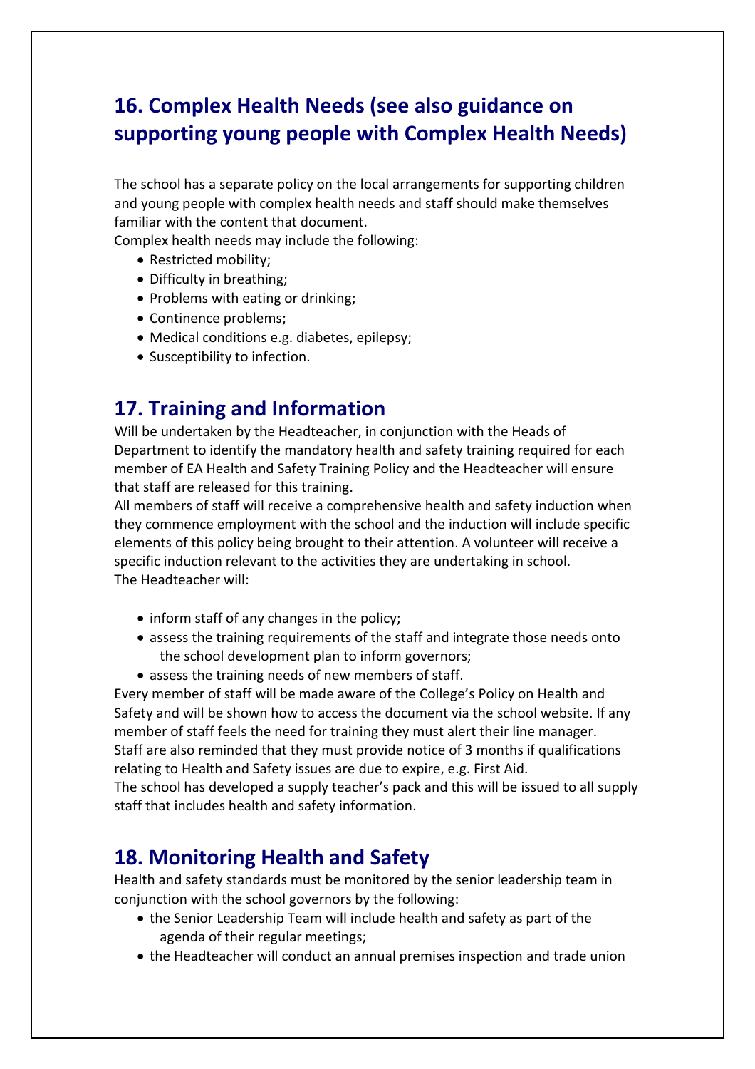## 16. Complex Health Needs (see also guidance on supporting young people with Complex Health Needs)

The school has a separate policy on the local arrangements for supporting children and young people with complex health needs and staff should make themselves familiar with the content that document.
Complex health needs may include the following:

- Restricted mobility;
- Difficulty in breathing;
- Problems with eating or drinking;
- Continence problems;
- Medical conditions e.g. diabetes, epilepsy;
- Susceptibility to infection.

## 17. Training and Information

Will be undertaken by the Headteacher, in conjunction with the Heads of Department to identify the mandatory health and safety training required for each member of EA Health and Safety Training Policy and the Headteacher will ensure that staff are released for this training.
All members of staff will receive a comprehensive health and safety induction when they commence employment with the school and the induction will include specific elements of this policy being brought to their attention. A volunteer will receive a specific induction relevant to the activities they are undertaking in school.
The Headteacher will:

- inform staff of any changes in the policy;
- assess the training requirements of the staff and integrate those needs onto the school development plan to inform governors;
- assess the training needs of new members of staff.

Every member of staff will be made aware of the College's Policy on Health and Safety and will be shown how to access the document via the school website. If any member of staff feels the need for training they must alert their line manager.
Staff are also reminded that they must provide notice of 3 months if qualifications relating to Health and Safety issues are due to expire, e.g. First Aid.
The school has developed a supply teacher's pack and this will be issued to all supply staff that includes health and safety information.

## 18. Monitoring Health and Safety

Health and safety standards must be monitored by the senior leadership team in conjunction with the school governors by the following:

- the Senior Leadership Team will include health and safety as part of the agenda of their regular meetings;
- the Headteacher will conduct an annual premises inspection and trade union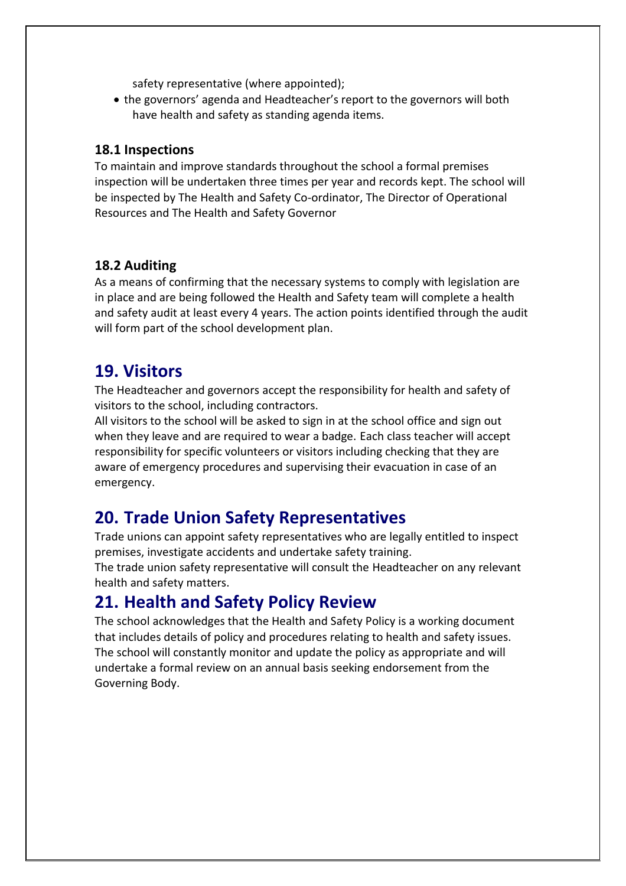safety representative (where appointed);

- the governors' agenda and Headteacher's report to the governors will both have health and safety as standing agenda items.

### 18.1 Inspections

To maintain and improve standards throughout the school a formal premises inspection will be undertaken three times per year and records kept. The school will be inspected by The Health and Safety Co-ordinator, The Director of Operational Resources and The Health and Safety Governor

### 18.2 Auditing

As a means of confirming that the necessary systems to comply with legislation are in place and are being followed the Health and Safety team will complete a health and safety audit at least every 4 years. The action points identified through the audit will form part of the school development plan.

## 19. Visitors

The Headteacher and governors accept the responsibility for health and safety of visitors to the school, including contractors.
All visitors to the school will be asked to sign in at the school office and sign out when they leave and are required to wear a badge. Each class teacher will accept responsibility for specific volunteers or visitors including checking that they are aware of emergency procedures and supervising their evacuation in case of an emergency.

## 20. Trade Union Safety Representatives

Trade unions can appoint safety representatives who are legally entitled to inspect premises, investigate accidents and undertake safety training.
The trade union safety representative will consult the Headteacher on any relevant health and safety matters.

## 21. Health and Safety Policy Review

The school acknowledges that the Health and Safety Policy is a working document that includes details of policy and procedures relating to health and safety issues. The school will constantly monitor and update the policy as appropriate and will undertake a formal review on an annual basis seeking endorsement from the Governing Body.